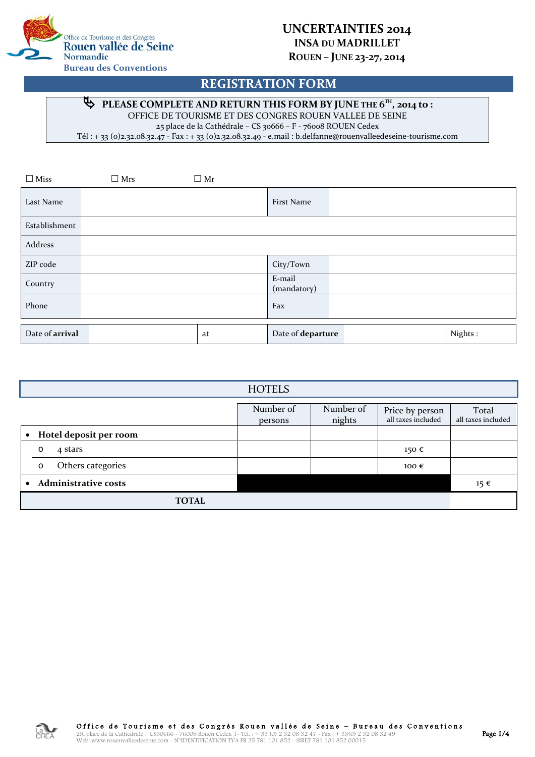Office de Tourisme et des Congrès
Rouen vallée de Seine
Normandie
Bureau des Conventions

# UNCERTAINTIES 2014
## INSA DU MADRILLET
## ROUEN – JUNE 23-27, 2014

# REGISTRATION FORM

**PLEASE COMPLETE AND RETURN THIS FORM BY JUNE THE 6TH, 2014 to :**
OFFICE DE TOURISME ET DES CONGRES ROUEN VALLEE DE SEINE
25 place de la Cathédrale – CS 30666 – F - 76008 ROUEN Cedex
Tél : + 33 (0)2.32.08.32.47 - Fax : + 33 (0)2.32.08.32.49 - e.mail : b.delfanne@rouenvalleedeseine-tourisme.com

☐ Miss ☐ Mrs ☐ Mr

| Last Name | | First Name | |
|---|---|---|---|
| Establishment | | | |
| Address | | | |
| ZIP code | | City/Town | |
| Country | | E-mail (mandatory) | |
| Phone | | Fax | |

| Date of **arrival** | | at | Date of **departure** | | Nights : |
|---|---|---|---|---|---|

## HOTELS

| | Number of persons | Number of nights | Price by person all taxes included | Total all taxes included |
|---|---|---|---|---|
| • **Hotel deposit per room** | | | | |
| o 4 stars | | | 150 € | |
| o Others categories | | | 100 € | |
| • **Administrative costs** | | | | 15 € |
| **TOTAL** | | | | |

Office de Tourisme et des Congrès Rouen vallée de Seine – Bureau des Conventions
25, place de la Cathédrale – CS30666 - 76008 Rouen Cedex 1 - Tél. : + 33 (0) 2 32 08 32 47 - Fax : + 33(0) 2 32 08 32 49
Web: www.rouenvalleedeseine.com - N°IDENTIFICATION TVA FR 35 781 101 852 - SIRET 781 101 852 00015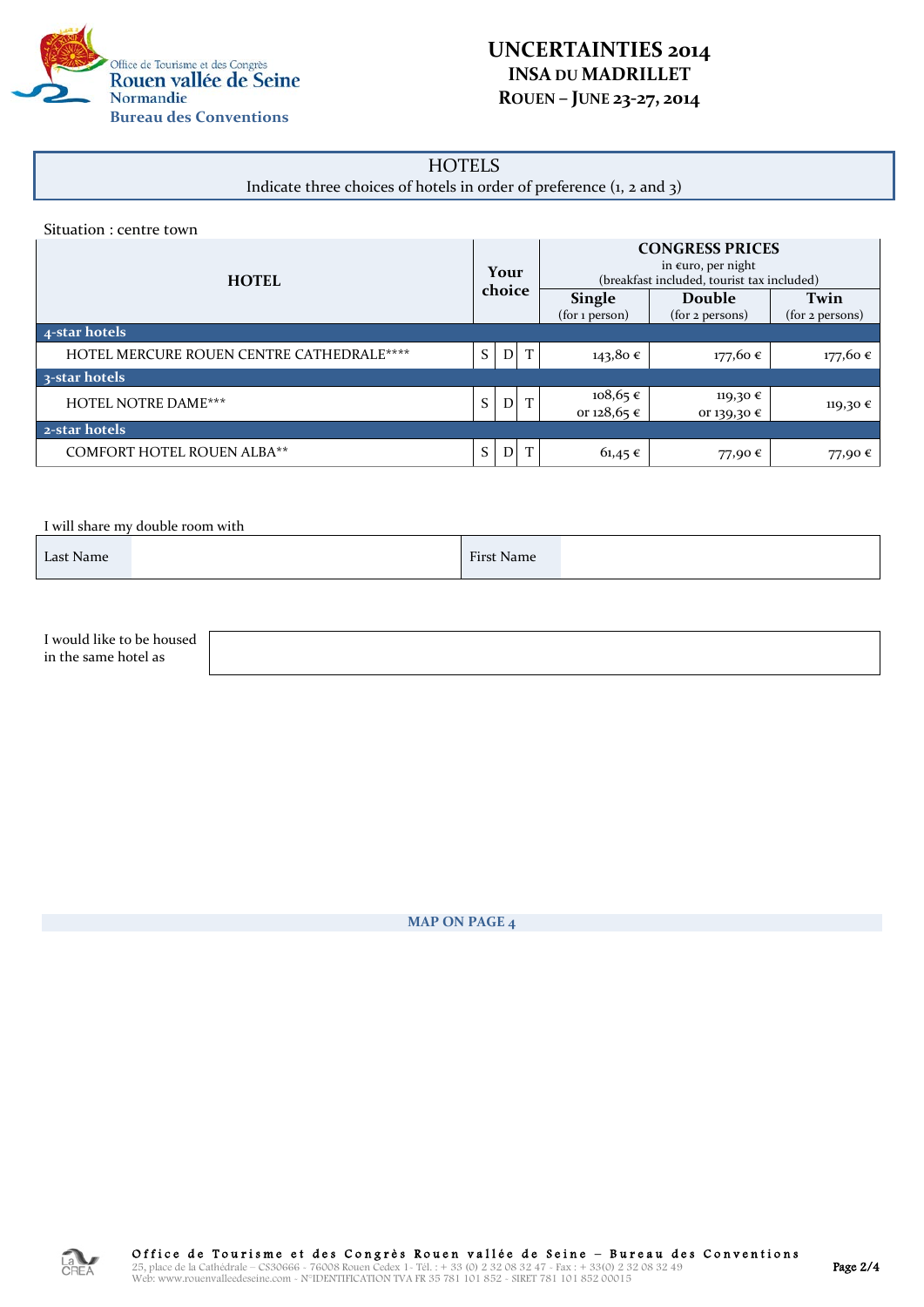# UNCERTAINTIES 2014
## INSA DU MADRILLET
## ROUEN – JUNE 23-27, 2014

Office de Tourisme et des Congrès
Rouen vallée de Seine
Normandie
Bureau des Conventions

## HOTELS

Indicate three choices of hotels in order of preference (1, 2 and 3)

Situation : centre town

| HOTEL | Your choice | | | CONGRESS PRICES in €uro, per night (breakfast included, tourist tax included) | | |
|---|---|---|---|---|---|---|
| | | | | Single (for 1 person) | Double (for 2 persons) | Twin (for 2 persons) |
| **4-star hotels** | | | | | | |
| HOTEL MERCURE ROUEN CENTRE CATHEDRALE**** | S | D | T | 143,80 € | 177,60 € | 177,60 € |
| **3-star hotels** | | | | | | |
| HOTEL NOTRE DAME*** | S | D | T | 108,65 € or 128,65 € | 119,30 € or 139,30 € | 119,30 € |
| **2-star hotels** | | | | | | |
| COMFORT HOTEL ROUEN ALBA** | S | D | T | 61,45 € | 77,90 € | 77,90 € |

I will share my double room with

| Last Name | | First Name | |
|---|---|---|---|

I would like to be housed in the same hotel as

**MAP ON PAGE 4**

Office de Tourisme et des Congrès Rouen vallée de Seine – Bureau des Conventions
25, place de la Cathédrale – CS30666 - 76008 Rouen Cedex 1 - Tél. : + 33 (0) 2 32 08 32 47 - Fax : + 33(0) 2 32 08 32 49
Web: www.rouenvalleedeseine.com - N°IDENTIFICATION TVA FR 35 781 101 852 - SIRET 781 101 852 00015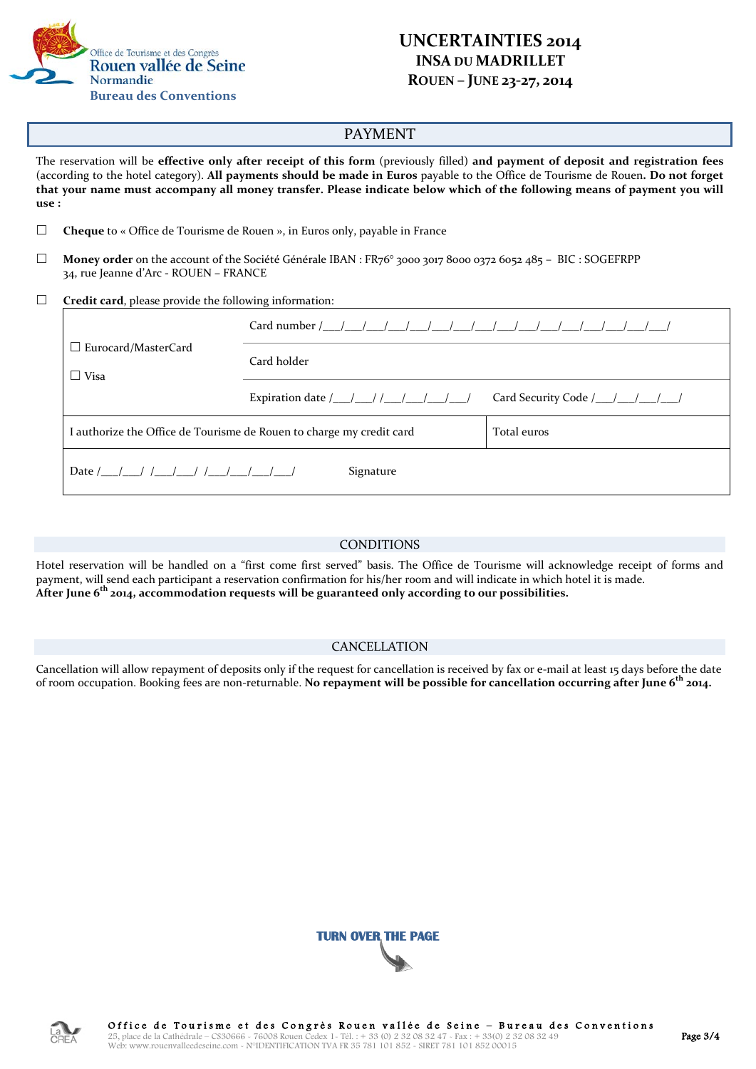Office de Tourisme et des Congrès
Rouen vallée de Seine
Normandie
Bureau des Conventions

# UNCERTAINTIES 2014
## INSA DU MADRILLET
## ROUEN – JUNE 23-27, 2014

## PAYMENT

The reservation will be **effective only after receipt of this form** (previously filled) **and payment of deposit and registration fees** (according to the hotel category). **All payments should be made in Euros** payable to the Office de Tourisme de Rouen**. Do not forget that your name must accompany all money transfer. Please indicate below which of the following means of payment you will use :**

☐ **Cheque** to « Office de Tourisme de Rouen », in Euros only, payable in France

☐ **Money order** on the account of the Société Générale IBAN : FR76° 3000 3017 8000 0372 6052 485 – BIC : SOGEFRPP
34, rue Jeanne d'Arc - ROUEN – FRANCE

☐ **Credit card**, please provide the following information:

| | | |
|---|---|---|
| ☐ Eurocard/MasterCard<br>☐ Visa | Card number /\_\_\_/\_\_\_/\_\_\_/\_\_\_/\_\_\_/\_\_\_/\_\_\_/\_\_\_/\_\_\_/\_\_\_/\_\_\_/\_\_\_/\_\_\_/\_\_\_/\_\_\_/\_\_\_/\_\_\_/ | |
| | Card holder | |
| | Expiration date /\_\_\_/\_\_\_/ /\_\_\_/\_\_\_/\_\_\_/\_\_\_/ | Card Security Code /\_\_\_/\_\_\_/\_\_\_/\_\_\_/ |
| I authorize the Office de Tourisme de Rouen to charge my credit card | | Total euros |
| Date /\_\_\_/\_\_\_/ /\_\_\_/\_\_\_/ /\_\_\_/\_\_\_/\_\_\_/\_\_\_/ | Signature | |

## CONDITIONS

Hotel reservation will be handled on a "first come first served" basis. The Office de Tourisme will acknowledge receipt of forms and payment, will send each participant a reservation confirmation for his/her room and will indicate in which hotel it is made.
**After June 6th 2014, accommodation requests will be guaranteed only according to our possibilities.**

## CANCELLATION

Cancellation will allow repayment of deposits only if the request for cancellation is received by fax or e-mail at least 15 days before the date of room occupation. Booking fees are non-returnable. **No repayment will be possible for cancellation occurring after June 6th 2014.**

**TURN OVER THE PAGE**

Office de Tourisme et des Congrès Rouen vallée de Seine – Bureau des Conventions
25, place de la Cathédrale – CS30666 - 76008 Rouen Cedex 1 - Tél. : + 33 (0) 2 32 08 32 47 - Fax : + 33(0) 2 32 08 32 49
Web: www.rouenvalleedeseine.com - N°IDENTIFICATION TVA FR 35 781 101 852 - SIRET 781 101 852 00015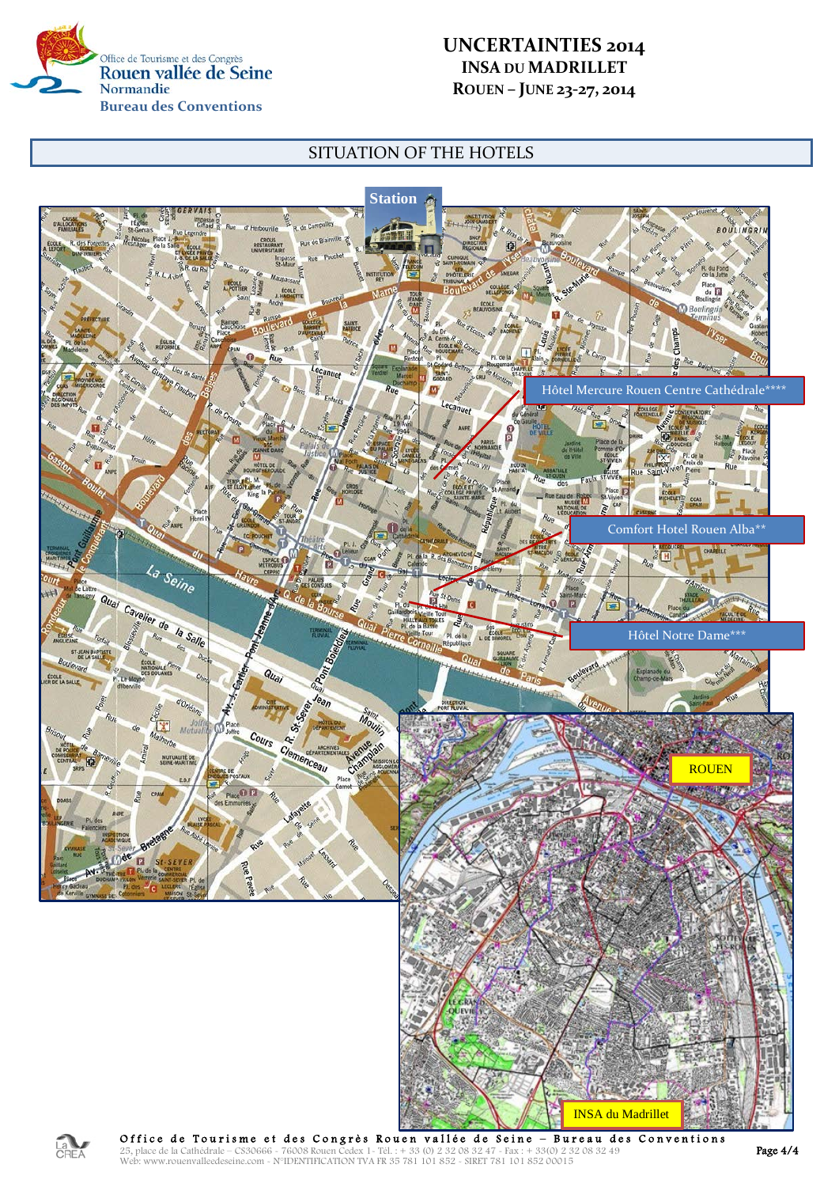Office de Tourisme et des Congrès
Rouen vallée de Seine
Normandie
Bureau des Conventions

# UNCERTAINTIES 2014
## INSA DU MADRILLET
## ROUEN – JUNE 23-27, 2014

## SITUATION OF THE HOTELS

Station

Hôtel Mercure Rouen Centre Cathédrale****

Comfort Hotel Rouen Alba**

Hôtel Notre Dame***

ROUEN

INSA du Madrillet

Office de Tourisme et des Congrès Rouen vallée de Seine – Bureau des Conventions
25, place de la Cathédrale – CS30666 - 76008 Rouen Cedex 1 - Tél. : + 33 (0) 2 32 08 32 47 - Fax : + 33(0) 2 32 08 32 49
Web: www.rouenvalleedeseine.com - N°IDENTIFICATION TVA FR 35 781 101 852 - SIRET 781 101 852 00015